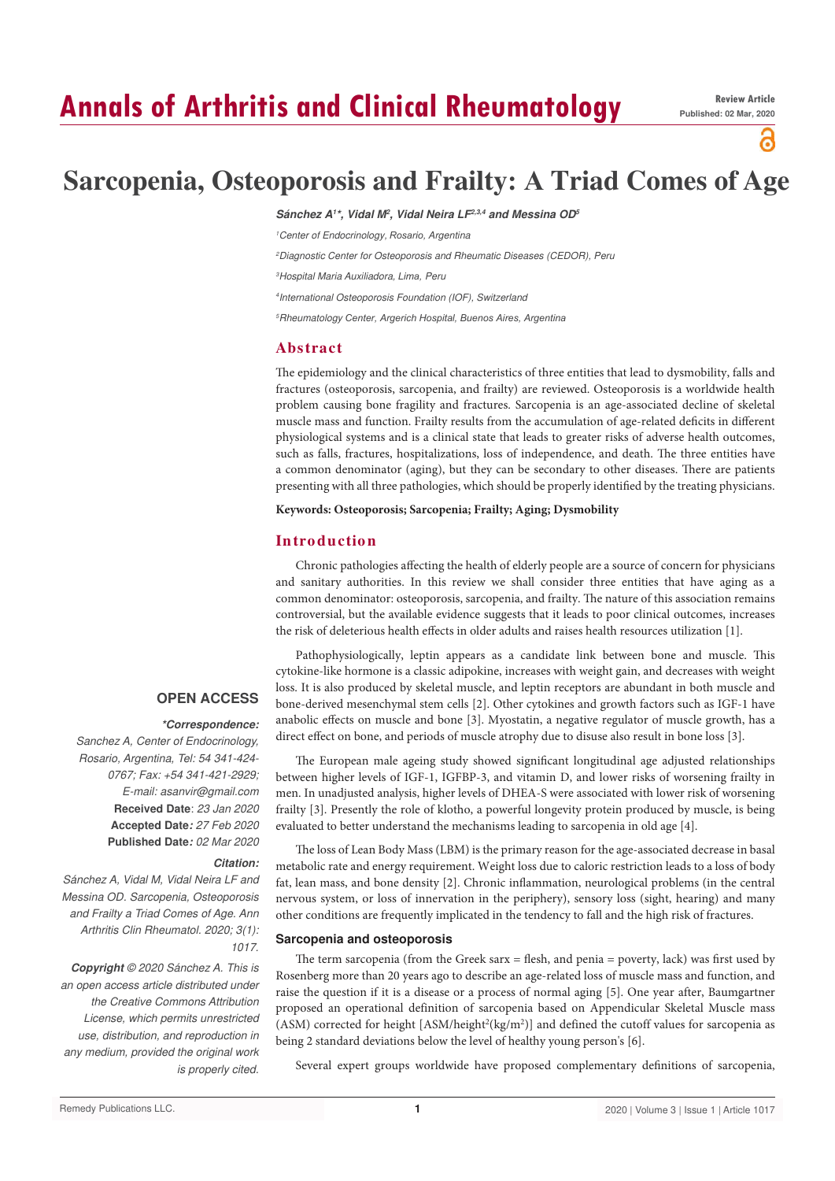# Sarcopenia, Osteoporosis and Frailty: A Triad Comes of Age

***Sánchez A[1]\*, Vidal M[2], Vidal Neira LF[2,3,4] and Messina OD[5]***

*[1]Center of Endocrinology, Rosario, Argentina*

*[2]Diagnostic Center for Osteoporosis and Rheumatic Diseases (CEDOR), Peru*

*[3]Hospital Maria Auxiliadora, Lima, Peru*

*[4]International Osteoporosis Foundation (IOF), Switzerland*

*[5]Rheumatology Center, Argerich Hospital, Buenos Aires, Argentina*

## Abstract

The epidemiology and the clinical characteristics of three entities that lead to dysmobility, falls and fractures (osteoporosis, sarcopenia, and frailty) are reviewed. Osteoporosis is a worldwide health problem causing bone fragility and fractures. Sarcopenia is an age-associated decline of skeletal muscle mass and function. Frailty results from the accumulation of age-related deficits in different physiological systems and is a clinical state that leads to greater risks of adverse health outcomes, such as falls, fractures, hospitalizations, loss of independence, and death. The three entities have a common denominator (aging), but they can be secondary to other diseases. There are patients presenting with all three pathologies, which should be properly identified by the treating physicians.

**Keywords: Osteoporosis; Sarcopenia; Frailty; Aging; Dysmobility**

## Introduction

Chronic pathologies affecting the health of elderly people are a source of concern for physicians and sanitary authorities. In this review we shall consider three entities that have aging as a common denominator: osteoporosis, sarcopenia, and frailty. The nature of this association remains controversial, but the available evidence suggests that it leads to poor clinical outcomes, increases the risk of deleterious health effects in older adults and raises health resources utilization [1].

Pathophysiologically, leptin appears as a candidate link between bone and muscle. This cytokine-like hormone is a classic adipokine, increases with weight gain, and decreases with weight loss. It is also produced by skeletal muscle, and leptin receptors are abundant in both muscle and bone-derived mesenchymal stem cells [2]. Other cytokines and growth factors such as IGF-1 have anabolic effects on muscle and bone [3]. Myostatin, a negative regulator of muscle growth, has a direct effect on bone, and periods of muscle atrophy due to disuse also result in bone loss [3].

The European male ageing study showed significant longitudinal age adjusted relationships between higher levels of IGF-1, IGFBP-3, and vitamin D, and lower risks of worsening frailty in men. In unadjusted analysis, higher levels of DHEA-S were associated with lower risk of worsening frailty [3]. Presently the role of klotho, a powerful longevity protein produced by muscle, is being evaluated to better understand the mechanisms leading to sarcopenia in old age [4].

The loss of Lean Body Mass (LBM) is the primary reason for the age-associated decrease in basal metabolic rate and energy requirement. Weight loss due to caloric restriction leads to a loss of body fat, lean mass, and bone density [2]. Chronic inflammation, neurological problems (in the central nervous system, or loss of innervation in the periphery), sensory loss (sight, hearing) and many other conditions are frequently implicated in the tendency to fall and the high risk of fractures.

### Sarcopenia and osteoporosis

The term sarcopenia (from the Greek sarx = flesh, and penia = poverty, lack) was first used by Rosenberg more than 20 years ago to describe an age-related loss of muscle mass and function, and raise the question if it is a disease or a process of normal aging [5]. One year after, Baumgartner proposed an operational definition of sarcopenia based on Appendicular Skeletal Muscle mass (ASM) corrected for height [ASM/height$^2$(kg/m$^2$)] and defined the cutoff values for sarcopenia as being 2 standard deviations below the level of healthy young person's [6].

Several expert groups worldwide have proposed complementary definitions of sarcopenia,

**OPEN ACCESS**

***\*Correspondence:***

*Sanchez A, Center of Endocrinology, Rosario, Argentina, Tel: 54 341-424-0767; Fax: +54 341-421-2929;*
*E-mail: asanvir@gmail.com*

**Received Date**: *23 Jan 2020*
**Accepted Date***: 27 Feb 2020*
**Published Date***: 02 Mar 2020*

***Citation:***

*Sánchez A, Vidal M, Vidal Neira LF and Messina OD. Sarcopenia, Osteoporosis and Frailty a Triad Comes of Age. Ann Arthritis Clin Rheumatol. 2020; 3(1): 1017.*

***Copyright** © 2020 Sánchez A. This is an open access article distributed under the Creative Commons Attribution License, which permits unrestricted use, distribution, and reproduction in any medium, provided the original work is properly cited.*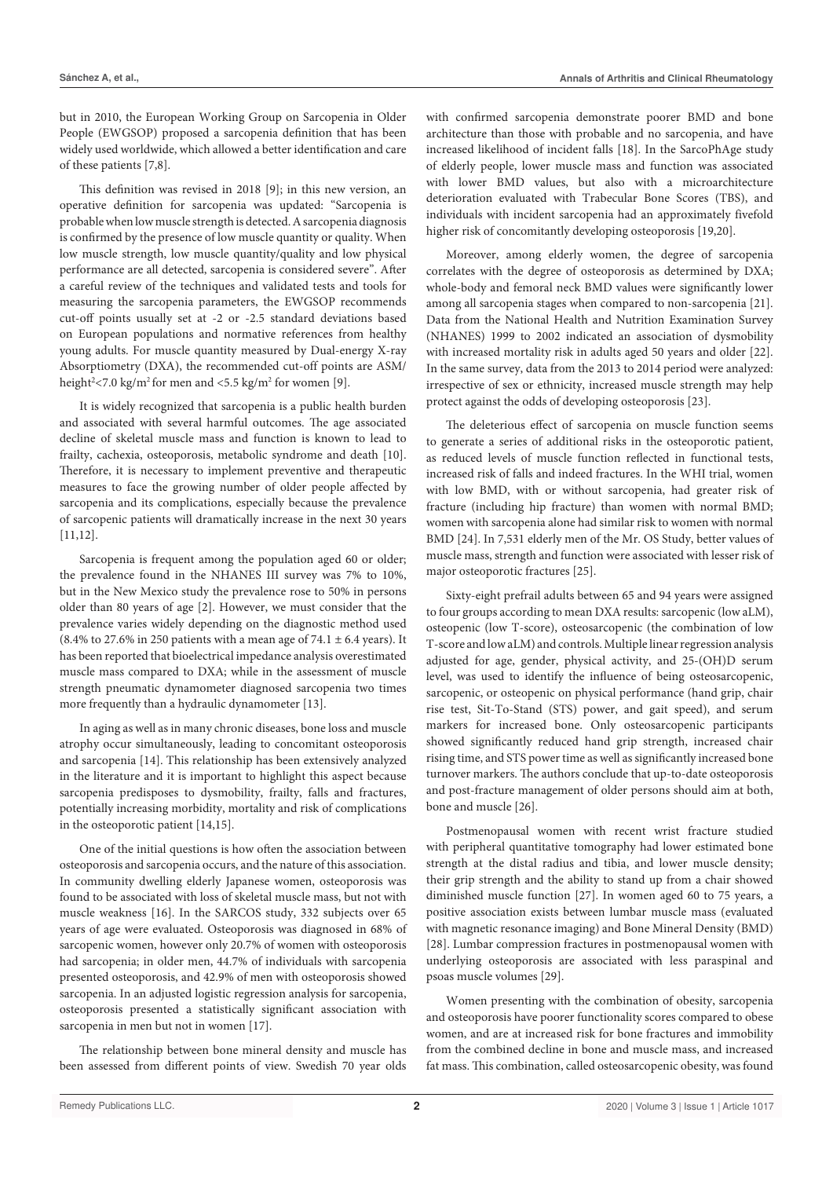but in 2010, the European Working Group on Sarcopenia in Older People (EWGSOP) proposed a sarcopenia definition that has been widely used worldwide, which allowed a better identification and care of these patients [7,8].

This definition was revised in 2018 [9]; in this new version, an operative definition for sarcopenia was updated: "Sarcopenia is probable when low muscle strength is detected. A sarcopenia diagnosis is confirmed by the presence of low muscle quantity or quality. When low muscle strength, low muscle quantity/quality and low physical performance are all detected, sarcopenia is considered severe". After a careful review of the techniques and validated tests and tools for measuring the sarcopenia parameters, the EWGSOP recommends cut-off points usually set at -2 or -2.5 standard deviations based on European populations and normative references from healthy young adults. For muscle quantity measured by Dual-energy X-ray Absorptiometry (DXA), the recommended cut-off points are ASM/ height$^2$<7.0 kg/m$^2$ for men and <5.5 kg/m$^2$ for women [9].

It is widely recognized that sarcopenia is a public health burden and associated with several harmful outcomes. The age associated decline of skeletal muscle mass and function is known to lead to frailty, cachexia, osteoporosis, metabolic syndrome and death [10]. Therefore, it is necessary to implement preventive and therapeutic measures to face the growing number of older people affected by sarcopenia and its complications, especially because the prevalence of sarcopenic patients will dramatically increase in the next 30 years [11,12].

Sarcopenia is frequent among the population aged 60 or older; the prevalence found in the NHANES III survey was 7% to 10%, but in the New Mexico study the prevalence rose to 50% in persons older than 80 years of age [2]. However, we must consider that the prevalence varies widely depending on the diagnostic method used (8.4% to 27.6% in 250 patients with a mean age of 74.1 ± 6.4 years). It has been reported that bioelectrical impedance analysis overestimated muscle mass compared to DXA; while in the assessment of muscle strength pneumatic dynamometer diagnosed sarcopenia two times more frequently than a hydraulic dynamometer [13].

In aging as well as in many chronic diseases, bone loss and muscle atrophy occur simultaneously, leading to concomitant osteoporosis and sarcopenia [14]. This relationship has been extensively analyzed in the literature and it is important to highlight this aspect because sarcopenia predisposes to dysmobility, frailty, falls and fractures, potentially increasing morbidity, mortality and risk of complications in the osteoporotic patient [14,15].

One of the initial questions is how often the association between osteoporosis and sarcopenia occurs, and the nature of this association. In community dwelling elderly Japanese women, osteoporosis was found to be associated with loss of skeletal muscle mass, but not with muscle weakness [16]. In the SARCOS study, 332 subjects over 65 years of age were evaluated. Osteoporosis was diagnosed in 68% of sarcopenic women, however only 20.7% of women with osteoporosis had sarcopenia; in older men, 44.7% of individuals with sarcopenia presented osteoporosis, and 42.9% of men with osteoporosis showed sarcopenia. In an adjusted logistic regression analysis for sarcopenia, osteoporosis presented a statistically significant association with sarcopenia in men but not in women [17].

The relationship between bone mineral density and muscle has been assessed from different points of view. Swedish 70 year olds with confirmed sarcopenia demonstrate poorer BMD and bone architecture than those with probable and no sarcopenia, and have increased likelihood of incident falls [18]. In the SarcoPhAge study of elderly people, lower muscle mass and function was associated with lower BMD values, but also with a microarchitecture deterioration evaluated with Trabecular Bone Scores (TBS), and individuals with incident sarcopenia had an approximately fivefold higher risk of concomitantly developing osteoporosis [19,20].

Moreover, among elderly women, the degree of sarcopenia correlates with the degree of osteoporosis as determined by DXA; whole-body and femoral neck BMD values were significantly lower among all sarcopenia stages when compared to non-sarcopenia [21]. Data from the National Health and Nutrition Examination Survey (NHANES) 1999 to 2002 indicated an association of dysmobility with increased mortality risk in adults aged 50 years and older [22]. In the same survey, data from the 2013 to 2014 period were analyzed: irrespective of sex or ethnicity, increased muscle strength may help protect against the odds of developing osteoporosis [23].

The deleterious effect of sarcopenia on muscle function seems to generate a series of additional risks in the osteoporotic patient, as reduced levels of muscle function reflected in functional tests, increased risk of falls and indeed fractures. In the WHI trial, women with low BMD, with or without sarcopenia, had greater risk of fracture (including hip fracture) than women with normal BMD; women with sarcopenia alone had similar risk to women with normal BMD [24]. In 7,531 elderly men of the Mr. OS Study, better values of muscle mass, strength and function were associated with lesser risk of major osteoporotic fractures [25].

Sixty-eight prefrail adults between 65 and 94 years were assigned to four groups according to mean DXA results: sarcopenic (low aLM), osteopenic (low T-score), osteosarcopenic (the combination of low T-score and low aLM) and controls. Multiple linear regression analysis adjusted for age, gender, physical activity, and 25-(OH)D serum level, was used to identify the influence of being osteosarcopenic, sarcopenic, or osteopenic on physical performance (hand grip, chair rise test, Sit-To-Stand (STS) power, and gait speed), and serum markers for increased bone. Only osteosarcopenic participants showed significantly reduced hand grip strength, increased chair rising time, and STS power time as well as significantly increased bone turnover markers. The authors conclude that up-to-date osteoporosis and post-fracture management of older persons should aim at both, bone and muscle [26].

Postmenopausal women with recent wrist fracture studied with peripheral quantitative tomography had lower estimated bone strength at the distal radius and tibia, and lower muscle density; their grip strength and the ability to stand up from a chair showed diminished muscle function [27]. In women aged 60 to 75 years, a positive association exists between lumbar muscle mass (evaluated with magnetic resonance imaging) and Bone Mineral Density (BMD) [28]. Lumbar compression fractures in postmenopausal women with underlying osteoporosis are associated with less paraspinal and psoas muscle volumes [29].

Women presenting with the combination of obesity, sarcopenia and osteoporosis have poorer functionality scores compared to obese women, and are at increased risk for bone fractures and immobility from the combined decline in bone and muscle mass, and increased fat mass. This combination, called osteosarcopenic obesity, was found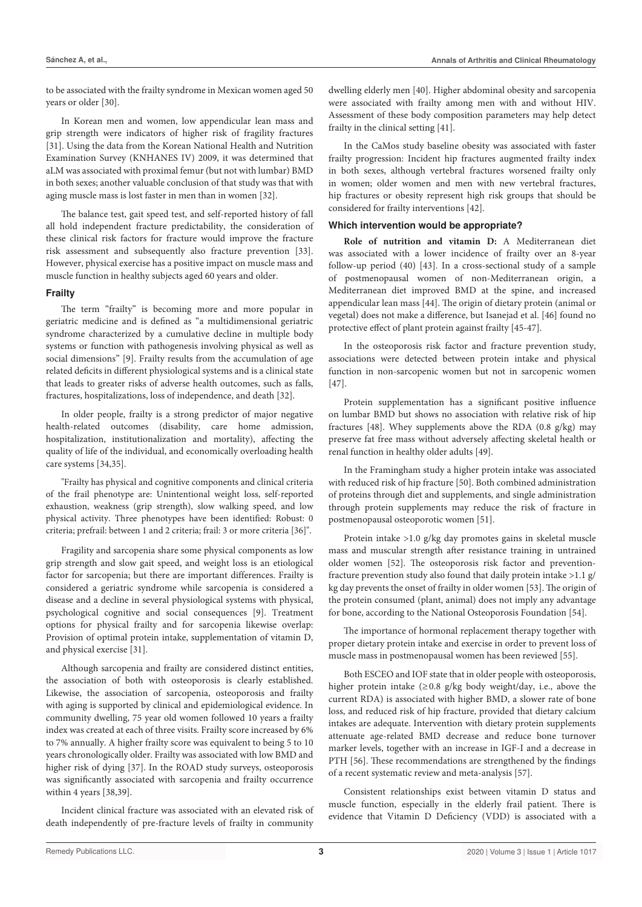to be associated with the frailty syndrome in Mexican women aged 50 years or older [30].

In Korean men and women, low appendicular lean mass and grip strength were indicators of higher risk of fragility fractures [31]. Using the data from the Korean National Health and Nutrition Examination Survey (KNHANES IV) 2009, it was determined that aLM was associated with proximal femur (but not with lumbar) BMD in both sexes; another valuable conclusion of that study was that with aging muscle mass is lost faster in men than in women [32].

The balance test, gait speed test, and self-reported history of fall all hold independent fracture predictability, the consideration of these clinical risk factors for fracture would improve the fracture risk assessment and subsequently also fracture prevention [33]. However, physical exercise has a positive impact on muscle mass and muscle function in healthy subjects aged 60 years and older.

### Frailty

The term "frailty" is becoming more and more popular in geriatric medicine and is defined as "a multidimensional geriatric syndrome characterized by a cumulative decline in multiple body systems or function with pathogenesis involving physical as well as social dimensions" [9]. Frailty results from the accumulation of age related deficits in different physiological systems and is a clinical state that leads to greater risks of adverse health outcomes, such as falls, fractures, hospitalizations, loss of independence, and death [32].

In older people, frailty is a strong predictor of major negative health-related outcomes (disability, care home admission, hospitalization, institutionalization and mortality), affecting the quality of life of the individual, and economically overloading health care systems [34,35].

"Frailty has physical and cognitive components and clinical criteria of the frail phenotype are: Unintentional weight loss, self-reported exhaustion, weakness (grip strength), slow walking speed, and low physical activity. Three phenotypes have been identified: Robust: 0 criteria; prefrail: between 1 and 2 criteria; frail: 3 or more criteria [36]".

Fragility and sarcopenia share some physical components as low grip strength and slow gait speed, and weight loss is an etiological factor for sarcopenia; but there are important differences. Frailty is considered a geriatric syndrome while sarcopenia is considered a disease and a decline in several physiological systems with physical, psychological cognitive and social consequences [9]. Treatment options for physical frailty and for sarcopenia likewise overlap: Provision of optimal protein intake, supplementation of vitamin D, and physical exercise [31].

Although sarcopenia and frailty are considered distinct entities, the association of both with osteoporosis is clearly established. Likewise, the association of sarcopenia, osteoporosis and frailty with aging is supported by clinical and epidemiological evidence. In community dwelling, 75 year old women followed 10 years a frailty index was created at each of three visits. Frailty score increased by 6% to 7% annually. A higher frailty score was equivalent to being 5 to 10 years chronologically older. Frailty was associated with low BMD and higher risk of dying [37]. In the ROAD study surveys, osteoporosis was significantly associated with sarcopenia and frailty occurrence within 4 years [38,39].

Incident clinical fracture was associated with an elevated risk of death independently of pre-fracture levels of frailty in community dwelling elderly men [40]. Higher abdominal obesity and sarcopenia were associated with frailty among men with and without HIV. Assessment of these body composition parameters may help detect frailty in the clinical setting [41].

In the CaMos study baseline obesity was associated with faster frailty progression: Incident hip fractures augmented frailty index in both sexes, although vertebral fractures worsened frailty only in women; older women and men with new vertebral fractures, hip fractures or obesity represent high risk groups that should be considered for frailty interventions [42].

### Which intervention would be appropriate?

**Role of nutrition and vitamin D:** A Mediterranean diet was associated with a lower incidence of frailty over an 8-year follow-up period (40) [43]. In a cross-sectional study of a sample of postmenopausal women of non-Mediterranean origin, a Mediterranean diet improved BMD at the spine, and increased appendicular lean mass [44]. The origin of dietary protein (animal or vegetal) does not make a difference, but Isanejad et al. [46] found no protective effect of plant protein against frailty [45-47].

In the osteoporosis risk factor and fracture prevention study, associations were detected between protein intake and physical function in non-sarcopenic women but not in sarcopenic women [47].

Protein supplementation has a significant positive influence on lumbar BMD but shows no association with relative risk of hip fractures [48]. Whey supplements above the RDA (0.8 g/kg) may preserve fat free mass without adversely affecting skeletal health or renal function in healthy older adults [49].

In the Framingham study a higher protein intake was associated with reduced risk of hip fracture [50]. Both combined administration of proteins through diet and supplements, and single administration through protein supplements may reduce the risk of fracture in postmenopausal osteoporotic women [51].

Protein intake >1.0 g/kg day promotes gains in skeletal muscle mass and muscular strength after resistance training in untrained older women [52]. The osteoporosis risk factor and prevention-fracture prevention study also found that daily protein intake >1.1 g/kg day prevents the onset of frailty in older women [53]. The origin of the protein consumed (plant, animal) does not imply any advantage for bone, according to the National Osteoporosis Foundation [54].

The importance of hormonal replacement therapy together with proper dietary protein intake and exercise in order to prevent loss of muscle mass in postmenopausal women has been reviewed [55].

Both ESCEO and IOF state that in older people with osteoporosis, higher protein intake (≥0.8 g/kg body weight/day, i.e., above the current RDA) is associated with higher BMD, a slower rate of bone loss, and reduced risk of hip fracture, provided that dietary calcium intakes are adequate. Intervention with dietary protein supplements attenuate age-related BMD decrease and reduce bone turnover marker levels, together with an increase in IGF-I and a decrease in PTH [56]. These recommendations are strengthened by the findings of a recent systematic review and meta-analysis [57].

Consistent relationships exist between vitamin D status and muscle function, especially in the elderly frail patient. There is evidence that Vitamin D Deficiency (VDD) is associated with a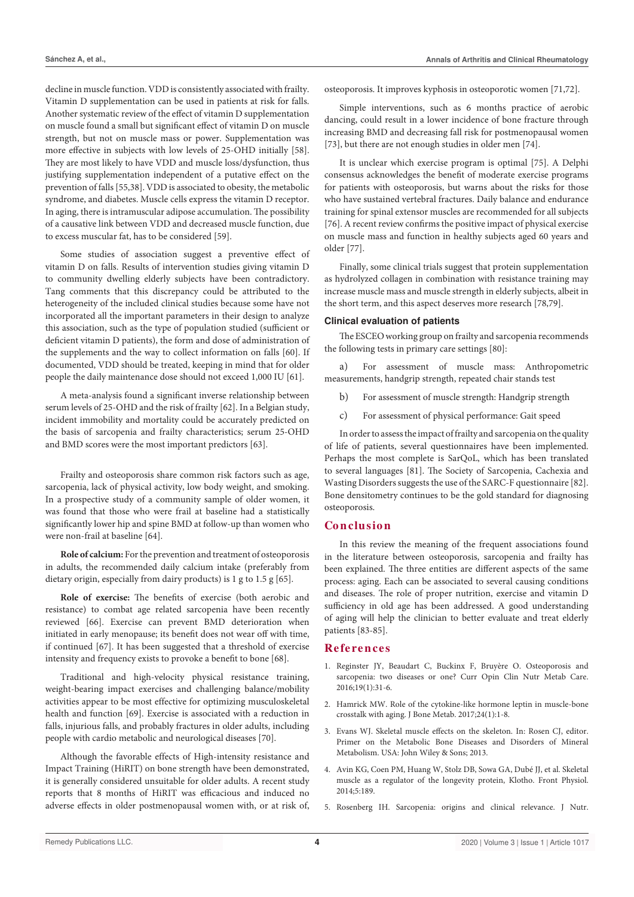decline in muscle function. VDD is consistently associated with frailty. Vitamin D supplementation can be used in patients at risk for falls. Another systematic review of the effect of vitamin D supplementation on muscle found a small but significant effect of vitamin D on muscle strength, but not on muscle mass or power. Supplementation was more effective in subjects with low levels of 25-OHD initially [58]. They are most likely to have VDD and muscle loss/dysfunction, thus justifying supplementation independent of a putative effect on the prevention of falls [55,38]. VDD is associated to obesity, the metabolic syndrome, and diabetes. Muscle cells express the vitamin D receptor. In aging, there is intramuscular adipose accumulation. The possibility of a causative link between VDD and decreased muscle function, due to excess muscular fat, has to be considered [59].

Some studies of association suggest a preventive effect of vitamin D on falls. Results of intervention studies giving vitamin D to community dwelling elderly subjects have been contradictory. Tang comments that this discrepancy could be attributed to the heterogeneity of the included clinical studies because some have not incorporated all the important parameters in their design to analyze this association, such as the type of population studied (sufficient or deficient vitamin D patients), the form and dose of administration of the supplements and the way to collect information on falls [60]. If documented, VDD should be treated, keeping in mind that for older people the daily maintenance dose should not exceed 1,000 IU [61].

A meta-analysis found a significant inverse relationship between serum levels of 25-OHD and the risk of frailty [62]. In a Belgian study, incident immobility and mortality could be accurately predicted on the basis of sarcopenia and frailty characteristics; serum 25-OHD and BMD scores were the most important predictors [63].

Frailty and osteoporosis share common risk factors such as age, sarcopenia, lack of physical activity, low body weight, and smoking. In a prospective study of a community sample of older women, it was found that those who were frail at baseline had a statistically significantly lower hip and spine BMD at follow-up than women who were non-frail at baseline [64].

**Role of calcium:** For the prevention and treatment of osteoporosis in adults, the recommended daily calcium intake (preferably from dietary origin, especially from dairy products) is 1 g to 1.5 g [65].

**Role of exercise:** The benefits of exercise (both aerobic and resistance) to combat age related sarcopenia have been recently reviewed [66]. Exercise can prevent BMD deterioration when initiated in early menopause; its benefit does not wear off with time, if continued [67]. It has been suggested that a threshold of exercise intensity and frequency exists to provoke a benefit to bone [68].

Traditional and high-velocity physical resistance training, weight-bearing impact exercises and challenging balance/mobility activities appear to be most effective for optimizing musculoskeletal health and function [69]. Exercise is associated with a reduction in falls, injurious falls, and probably fractures in older adults, including people with cardio metabolic and neurological diseases [70].

Although the favorable effects of High-intensity resistance and Impact Training (HiRIT) on bone strength have been demonstrated, it is generally considered unsuitable for older adults. A recent study reports that 8 months of HiRIT was efficacious and induced no adverse effects in older postmenopausal women with, or at risk of, osteoporosis. It improves kyphosis in osteoporotic women [71,72].

Simple interventions, such as 6 months practice of aerobic dancing, could result in a lower incidence of bone fracture through increasing BMD and decreasing fall risk for postmenopausal women [73], but there are not enough studies in older men [74].

It is unclear which exercise program is optimal [75]. A Delphi consensus acknowledges the benefit of moderate exercise programs for patients with osteoporosis, but warns about the risks for those who have sustained vertebral fractures. Daily balance and endurance training for spinal extensor muscles are recommended for all subjects [76]. A recent review confirms the positive impact of physical exercise on muscle mass and function in healthy subjects aged 60 years and older [77].

Finally, some clinical trials suggest that protein supplementation as hydrolyzed collagen in combination with resistance training may increase muscle mass and muscle strength in elderly subjects, albeit in the short term, and this aspect deserves more research [78,79].

### Clinical evaluation of patients

The ESCEO working group on frailty and sarcopenia recommends the following tests in primary care settings [80]:

a) For assessment of muscle mass: Anthropometric measurements, handgrip strength, repeated chair stands test

b) For assessment of muscle strength: Handgrip strength

c) For assessment of physical performance: Gait speed

In order to assess the impact of frailty and sarcopenia on the quality of life of patients, several questionnaires have been implemented. Perhaps the most complete is SarQoL, which has been translated to several languages [81]. The Society of Sarcopenia, Cachexia and Wasting Disorders suggests the use of the SARC-F questionnaire [82]. Bone densitometry continues to be the gold standard for diagnosing osteoporosis.

## Conclusion

In this review the meaning of the frequent associations found in the literature between osteoporosis, sarcopenia and frailty has been explained. The three entities are different aspects of the same process: aging. Each can be associated to several causing conditions and diseases. The role of proper nutrition, exercise and vitamin D sufficiency in old age has been addressed. A good understanding of aging will help the clinician to better evaluate and treat elderly patients [83-85].

## References

1. Reginster JY, Beaudart C, Buckinx F, Bruyère O. Osteoporosis and sarcopenia: two diseases or one? Curr Opin Clin Nutr Metab Care. 2016;19(1):31-6.
2. Hamrick MW. Role of the cytokine-like hormone leptin in muscle-bone crosstalk with aging. J Bone Metab. 2017;24(1):1-8.
3. Evans WJ. Skeletal muscle effects on the skeleton. In: Rosen CJ, editor. Primer on the Metabolic Bone Diseases and Disorders of Mineral Metabolism. USA: John Wiley & Sons; 2013.
4. Avin KG, Coen PM, Huang W, Stolz DB, Sowa GA, Dubé JJ, et al. Skeletal muscle as a regulator of the longevity protein, Klotho. Front Physiol. 2014;5:189.
5. Rosenberg IH. Sarcopenia: origins and clinical relevance. J Nutr.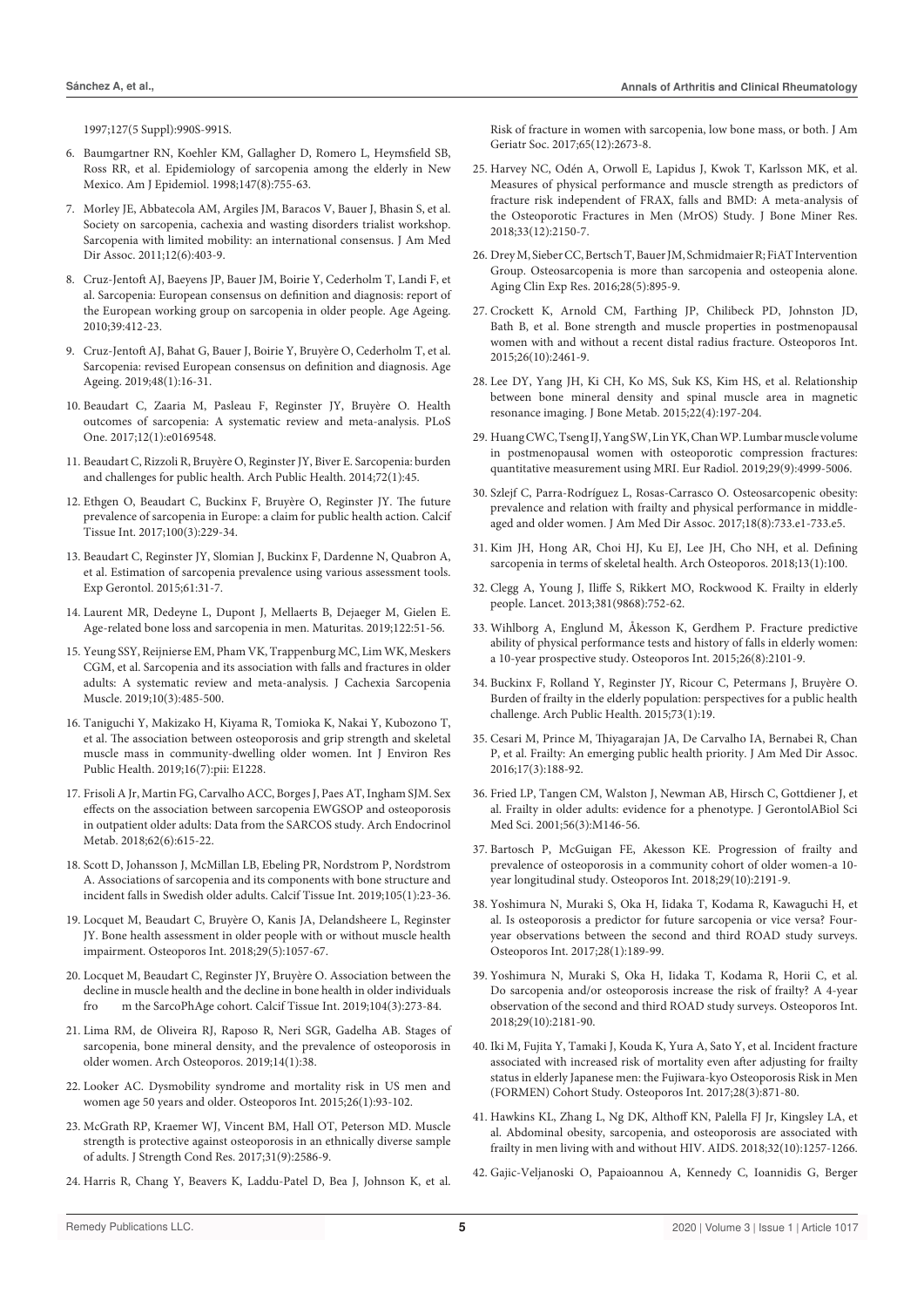1997;127(5 Suppl):990S-991S.

6. Baumgartner RN, Koehler KM, Gallagher D, Romero L, Heymsfield SB, Ross RR, et al. Epidemiology of sarcopenia among the elderly in New Mexico. Am J Epidemiol. 1998;147(8):755-63.

7. Morley JE, Abbatecola AM, Argiles JM, Baracos V, Bauer J, Bhasin S, et al. Society on sarcopenia, cachexia and wasting disorders trialist workshop. Sarcopenia with limited mobility: an international consensus. J Am Med Dir Assoc. 2011;12(6):403-9.

8. Cruz-Jentoft AJ, Baeyens JP, Bauer JM, Boirie Y, Cederholm T, Landi F, et al. Sarcopenia: European consensus on definition and diagnosis: report of the European working group on sarcopenia in older people. Age Ageing. 2010;39:412-23.

9. Cruz-Jentoft AJ, Bahat G, Bauer J, Boirie Y, Bruyère O, Cederholm T, et al. Sarcopenia: revised European consensus on definition and diagnosis. Age Ageing. 2019;48(1):16-31.

10. Beaudart C, Zaaria M, Pasleau F, Reginster JY, Bruyère O. Health outcomes of sarcopenia: A systematic review and meta-analysis. PLoS One. 2017;12(1):e0169548.

11. Beaudart C, Rizzoli R, Bruyère O, Reginster JY, Biver E. Sarcopenia: burden and challenges for public health. Arch Public Health. 2014;72(1):45.

12. Ethgen O, Beaudart C, Buckinx F, Bruyère O, Reginster JY. The future prevalence of sarcopenia in Europe: a claim for public health action. Calcif Tissue Int. 2017;100(3):229-34.

13. Beaudart C, Reginster JY, Slomian J, Buckinx F, Dardenne N, Quabron A, et al. Estimation of sarcopenia prevalence using various assessment tools. Exp Gerontol. 2015;61:31-7.

14. Laurent MR, Dedeyne L, Dupont J, Mellaerts B, Dejaeger M, Gielen E. Age-related bone loss and sarcopenia in men. Maturitas. 2019;122:51-56.

15. Yeung SSY, Reijnierse EM, Pham VK, Trappenburg MC, Lim WK, Meskers CGM, et al. Sarcopenia and its association with falls and fractures in older adults: A systematic review and meta-analysis. J Cachexia Sarcopenia Muscle. 2019;10(3):485-500.

16. Taniguchi Y, Makizako H, Kiyama R, Tomioka K, Nakai Y, Kubozono T, et al. The association between osteoporosis and grip strength and skeletal muscle mass in community-dwelling older women. Int J Environ Res Public Health. 2019;16(7):pii: E1228.

17. Frisoli A Jr, Martin FG, Carvalho ACC, Borges J, Paes AT, Ingham SJM. Sex effects on the association between sarcopenia EWGSOP and osteoporosis in outpatient older adults: Data from the SARCOS study. Arch Endocrinol Metab. 2018;62(6):615-22.

18. Scott D, Johansson J, McMillan LB, Ebeling PR, Nordstrom P, Nordstrom A. Associations of sarcopenia and its components with bone structure and incident falls in Swedish older adults. Calcif Tissue Int. 2019;105(1):23-36.

19. Locquet M, Beaudart C, Bruyère O, Kanis JA, Delandsheere L, Reginster JY. Bone health assessment in older people with or without muscle health impairment. Osteoporos Int. 2018;29(5):1057-67.

20. Locquet M, Beaudart C, Reginster JY, Bruyère O. Association between the decline in muscle health and the decline in bone health in older individuals fro m the SarcoPhAge cohort. Calcif Tissue Int. 2019;104(3):273-84.

21. Lima RM, de Oliveira RJ, Raposo R, Neri SGR, Gadelha AB. Stages of sarcopenia, bone mineral density, and the prevalence of osteoporosis in older women. Arch Osteoporos. 2019;14(1):38.

22. Looker AC. Dysmobility syndrome and mortality risk in US men and women age 50 years and older. Osteoporos Int. 2015;26(1):93-102.

23. McGrath RP, Kraemer WJ, Vincent BM, Hall OT, Peterson MD. Muscle strength is protective against osteoporosis in an ethnically diverse sample of adults. J Strength Cond Res. 2017;31(9):2586-9.

24. Harris R, Chang Y, Beavers K, Laddu-Patel D, Bea J, Johnson K, et al. Risk of fracture in women with sarcopenia, low bone mass, or both. J Am Geriatr Soc. 2017;65(12):2673-8.

25. Harvey NC, Odén A, Orwoll E, Lapidus J, Kwok T, Karlsson MK, et al. Measures of physical performance and muscle strength as predictors of fracture risk independent of FRAX, falls and BMD: A meta-analysis of the Osteoporotic Fractures in Men (MrOS) Study. J Bone Miner Res. 2018;33(12):2150-7.

26. Drey M, Sieber CC, Bertsch T, Bauer JM, Schmidmaier R; FiAT Intervention Group. Osteosarcopenia is more than sarcopenia and osteopenia alone. Aging Clin Exp Res. 2016;28(5):895-9.

27. Crockett K, Arnold CM, Farthing JP, Chilibeck PD, Johnston JD, Bath B, et al. Bone strength and muscle properties in postmenopausal women with and without a recent distal radius fracture. Osteoporos Int. 2015;26(10):2461-9.

28. Lee DY, Yang JH, Ki CH, Ko MS, Suk KS, Kim HS, et al. Relationship between bone mineral density and spinal muscle area in magnetic resonance imaging. J Bone Metab. 2015;22(4):197-204.

29. Huang CWC, Tseng IJ, Yang SW, Lin YK, Chan WP. Lumbar muscle volume in postmenopausal women with osteoporotic compression fractures: quantitative measurement using MRI. Eur Radiol. 2019;29(9):4999-5006.

30. Szlejf C, Parra-Rodríguez L, Rosas-Carrasco O. Osteosarcopenic obesity: prevalence and relation with frailty and physical performance in middle-aged and older women. J Am Med Dir Assoc. 2017;18(8):733.e1-733.e5.

31. Kim JH, Hong AR, Choi HJ, Ku EJ, Lee JH, Cho NH, et al. Defining sarcopenia in terms of skeletal health. Arch Osteoporos. 2018;13(1):100.

32. Clegg A, Young J, Iliffe S, Rikkert MO, Rockwood K. Frailty in elderly people. Lancet. 2013;381(9868):752-62.

33. Wihlborg A, Englund M, Åkesson K, Gerdhem P. Fracture predictive ability of physical performance tests and history of falls in elderly women: a 10-year prospective study. Osteoporos Int. 2015;26(8):2101-9.

34. Buckinx F, Rolland Y, Reginster JY, Ricour C, Petermans J, Bruyère O. Burden of frailty in the elderly population: perspectives for a public health challenge. Arch Public Health. 2015;73(1):19.

35. Cesari M, Prince M, Thiyagarajan JA, De Carvalho IA, Bernabei R, Chan P, et al. Frailty: An emerging public health priority. J Am Med Dir Assoc. 2016;17(3):188-92.

36. Fried LP, Tangen CM, Walston J, Newman AB, Hirsch C, Gottdiener J, et al. Frailty in older adults: evidence for a phenotype. J GerontolABiol Sci Med Sci. 2001;56(3):M146-56.

37. Bartosch P, McGuigan FE, Akesson KE. Progression of frailty and prevalence of osteoporosis in a community cohort of older women-a 10-year longitudinal study. Osteoporos Int. 2018;29(10):2191-9.

38. Yoshimura N, Muraki S, Oka H, Iidaka T, Kodama R, Kawaguchi H, et al. Is osteoporosis a predictor for future sarcopenia or vice versa? Four-year observations between the second and third ROAD study surveys. Osteoporos Int. 2017;28(1):189-99.

39. Yoshimura N, Muraki S, Oka H, Iidaka T, Kodama R, Horii C, et al. Do sarcopenia and/or osteoporosis increase the risk of frailty? A 4-year observation of the second and third ROAD study surveys. Osteoporos Int. 2018;29(10):2181-90.

40. Iki M, Fujita Y, Tamaki J, Kouda K, Yura A, Sato Y, et al. Incident fracture associated with increased risk of mortality even after adjusting for frailty status in elderly Japanese men: the Fujiwara-kyo Osteoporosis Risk in Men (FORMEN) Cohort Study. Osteoporos Int. 2017;28(3):871-80.

41. Hawkins KL, Zhang L, Ng DK, Althoff KN, Palella FJ Jr, Kingsley LA, et al. Abdominal obesity, sarcopenia, and osteoporosis are associated with frailty in men living with and without HIV. AIDS. 2018;32(10):1257-1266.

42. Gajic-Veljanoski O, Papaioannou A, Kennedy C, Ioannidis G, Berger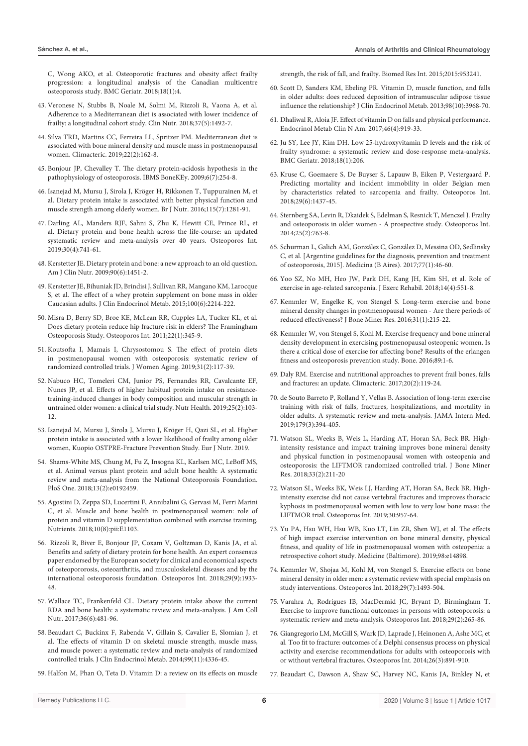C, Wong AKO, et al. Osteoporotic fractures and obesity affect frailty progression: a longitudinal analysis of the Canadian multicentre osteoporosis study. BMC Geriatr. 2018;18(1):4.

43. Veronese N, Stubbs B, Noale M, Solmi M, Rizzoli R, Vaona A, et al. Adherence to a Mediterranean diet is associated with lower incidence of frailty: a longitudinal cohort study. Clin Nutr. 2018;37(5):1492-7.

44. Silva TRD, Martins CC, Ferreira LL, Spritzer PM. Mediterranean diet is associated with bone mineral density and muscle mass in postmenopausal women. Climacteric. 2019;22(2):162-8.

45. Bonjour JP, Chevalley T. The dietary protein-acidosis hypothesis in the pathophysiology of osteoporosis. IBMS BoneKEy. 2009;6(7):254-8.

46. Isanejad M, Mursu J, Sirola J, Kröger H, Rikkonen T, Tuppurainen M, et al. Dietary protein intake is associated with better physical function and muscle strength among elderly women. Br J Nutr. 2016;115(7):1281-91.

47. Darling AL, Manders RJF, Sahni S, Zhu K, Hewitt CE, Prince RL, et al. Dietary protein and bone health across the life-course: an updated systematic review and meta-analysis over 40 years. Osteoporos Int. 2019;30(4):741-61.

48. Kerstetter JE. Dietary protein and bone: a new approach to an old question. Am J Clin Nutr. 2009;90(6):1451-2.

49. Kerstetter JE, Bihuniak JD, Brindisi J, Sullivan RR, Mangano KM, Larocque S, et al. The effect of a whey protein supplement on bone mass in older Caucasian adults. J Clin Endocrinol Metab. 2015;100(6):2214-222.

50. Misra D, Berry SD, Broe KE, McLean RR, Cupples LA, Tucker KL, et al. Does dietary protein reduce hip fracture risk in elders? The Framingham Osteoporosis Study. Osteoporos Int. 2011;22(1):345-9.

51. Koutsofta I, Mamais I, Chrysostomou S. The effect of protein diets in postmenopausal women with osteoporosis: systematic review of randomized controlled trials. J Women Aging. 2019;31(2):117-39.

52. Nabuco HC, Tomeleri CM, Junior PS, Fernandes RR, Cavalcante EF, Nunes JP, et al. Effects of higher habitual protein intake on resistance-training-induced changes in body composition and muscular strength in untrained older women: a clinical trial study. Nutr Health. 2019;25(2):103-12.

53. Isanejad M, Mursu J, Sirola J, Mursu J, Kröger H, Qazi SL, et al. Higher protein intake is associated with a lower likelihood of frailty among older women, Kuopio OSTPRE-Fracture Prevention Study. Eur J Nutr. 2019.

54. Shams-White MS, Chung M, Fu Z, Insogna KL, Karlsen MC, LeBoff MS, et al. Animal versus plant protein and adult bone health: A systematic review and meta-analysis from the National Osteoporosis Foundation. PloS One. 2018;13(2):e0192459.

55. Agostini D, Zeppa SD, Lucertini F, Annibalini G, Gervasi M, Ferri Marini C, et al. Muscle and bone health in postmenopausal women: role of protein and vitamin D supplementation combined with exercise training. Nutrients. 2018;10(8):pii:E1103.

56. Rizzoli R, Biver E, Bonjour JP, Coxam V, Goltzman D, Kanis JA, et al. Benefits and safety of dietary protein for bone health. An expert consensus paper endorsed by the European society for clinical and economical aspects of osteopororosis, osteoarthritis, and musculoskeletal diseases and by the international osteoporosis foundation. Osteoporos Int. 2018;29(9):1933-48.

57. Wallace TC, Frankenfeld CL. Dietary protein intake above the current RDA and bone health: a systematic review and meta-analysis. J Am Coll Nutr. 2017;36(6):481-96.

58. Beaudart C, Buckinx F, Rabenda V, Gillain S, Cavalier E, Slomian J, et al. The effects of vitamin D on skeletal muscle strength, muscle mass, and muscle power: a systematic review and meta-analysis of randomized controlled trials. J Clin Endocrinol Metab. 2014;99(11):4336-45.

59. Halfon M, Phan O, Teta D. Vitamin D: a review on its effects on muscle strength, the risk of fall, and frailty. Biomed Res Int. 2015;2015:953241.

60. Scott D, Sanders KM, Ebeling PR. Vitamin D, muscle function, and falls in older adults: does reduced deposition of intramuscular adipose tissue influence the relationship? J Clin Endocrinol Metab. 2013;98(10):3968-70.

61. Dhaliwal R, Aloia JF. Effect of vitamin D on falls and physical performance. Endocrinol Metab Clin N Am. 2017;46(4):919-33.

62. Ju SY, Lee JY, Kim DH. Low 25-hydroxyvitamin D levels and the risk of frailty syndrome: a systematic review and dose-response meta-analysis. BMC Geriatr. 2018;18(1):206.

63. Kruse C, Goemaere S, De Buyser S, Lapauw B, Eiken P, Vestergaard P. Predicting mortality and incident immobility in older Belgian men by characteristics related to sarcopenia and frailty. Osteoporos Int. 2018;29(6):1437-45.

64. Sternberg SA, Levin R, Dkaidek S, Edelman S, Resnick T, Menczel J. Frailty and osteoporosis in older women - A prospective study. Osteoporos Int. 2014;25(2):763-8.

65. Schurman L, Galich AM, González C, González D, Messina OD, Sedlinsky C, et al. [Argentine guidelines for the diagnosis, prevention and treatment of osteoporosis, 2015]. Medicina (B Aires). 2017;77(1):46-60.

66. Yoo SZ, No MH, Heo JW, Park DH, Kang JH, Kim SH, et al. Role of exercise in age-related sarcopenia. J Exerc Rehabil. 2018;14(4):551-8.

67. Kemmler W, Engelke K, von Stengel S. Long-term exercise and bone mineral density changes in postmenopausal women - Are there periods of reduced effectiveness? J Bone Miner Res. 2016;31(1):215-22.

68. Kemmler W, von Stengel S, Kohl M. Exercise frequency and bone mineral density development in exercising postmenopausal osteopenic women. Is there a critical dose of exercise for affecting bone? Results of the erlangen fitness and osteoporosis prevention study. Bone. 2016;89:1-6.

69. Daly RM. Exercise and nutritional approaches to prevent frail bones, falls and fractures: an update. Climacteric. 2017;20(2):119-24.

70. de Souto Barreto P, Rolland Y, Vellas B. Association of long-term exercise training with risk of falls, fractures, hospitalizations, and mortality in older adults. A systematic review and meta-analysis. JAMA Intern Med. 2019;179(3):394-405.

71. Watson SL, Weeks B, Weis L, Harding AT, Horan SA, Beck BR. High-intensity resistance and impact training improves bone mineral density and physical function in postmenopausal women with osteopenia and osteoporosis: the LIFTMOR randomized controlled trial. J Bone Miner Res. 2018;33(2):211-20

72. Watson SL, Weeks BK, Weis LJ, Harding AT, Horan SA, Beck BR. High-intensity exercise did not cause vertebral fractures and improves thoracic kyphosis in postmenopausal women with low to very low bone mass: the LIFTMOR trial. Osteoporos Int. 2019;30:957-64.

73. Yu PA, Hsu WH, Hsu WB, Kuo LT, Lin ZR, Shen WJ, et al. The effects of high impact exercise intervention on bone mineral density, physical fitness, and quality of life in postmenopausal women with osteopenia: a retrospective cohort study. Medicine (Baltimore). 2019;98:e14898.

74. Kemmler W, Shojaa M, Kohl M, von Stengel S. Exercise effects on bone mineral density in older men: a systematic review with special emphasis on study interventions. Osteoporos Int. 2018;29(7):1493-504.

75. Varahra A, Rodrigues IB, MacDermid JC, Bryant D, Birmingham T. Exercise to improve functional outcomes in persons with osteoporosis: a systematic review and meta-analysis. Osteoporos Int. 2018;29(2):265-86.

76. Giangregorio LM, McGill S, Wark JD, Laprade J, Heinonen A, Ashe MC, et al. Too fit to fracture: outcomes of a Delphi consensus process on physical activity and exercise recommendations for adults with osteoporosis with or without vertebral fractures. Osteoporos Int. 2014;26(3):891-910.

77. Beaudart C, Dawson A, Shaw SC, Harvey NC, Kanis JA, Binkley N, et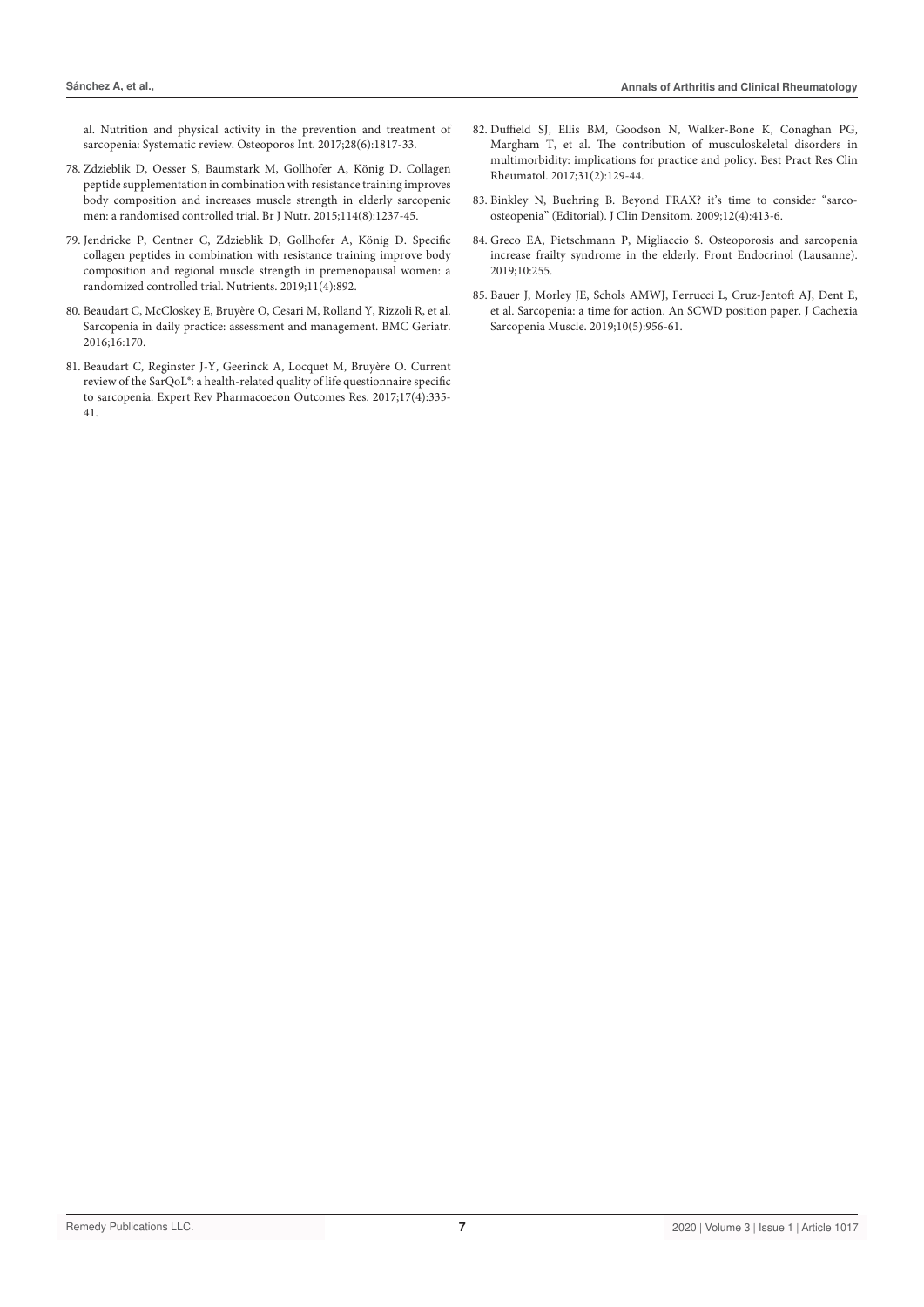al. Nutrition and physical activity in the prevention and treatment of sarcopenia: Systematic review. Osteoporos Int. 2017;28(6):1817-33.

78. Zdzieblik D, Oesser S, Baumstark M, Gollhofer A, König D. Collagen peptide supplementation in combination with resistance training improves body composition and increases muscle strength in elderly sarcopenic men: a randomised controlled trial. Br J Nutr. 2015;114(8):1237-45.

79. Jendricke P, Centner C, Zdzieblik D, Gollhofer A, König D. Specific collagen peptides in combination with resistance training improve body composition and regional muscle strength in premenopausal women: a randomized controlled trial. Nutrients. 2019;11(4):892.

80. Beaudart C, McCloskey E, Bruyère O, Cesari M, Rolland Y, Rizzoli R, et al. Sarcopenia in daily practice: assessment and management. BMC Geriatr. 2016;16:170.

81. Beaudart C, Reginster J-Y, Geerinck A, Locquet M, Bruyère O. Current review of the SarQoL®: a health-related quality of life questionnaire specific to sarcopenia. Expert Rev Pharmacoecon Outcomes Res. 2017;17(4):335-41.

82. Duffield SJ, Ellis BM, Goodson N, Walker-Bone K, Conaghan PG, Margham T, et al. The contribution of musculoskeletal disorders in multimorbidity: implications for practice and policy. Best Pract Res Clin Rheumatol. 2017;31(2):129-44.

83. Binkley N, Buehring B. Beyond FRAX? it's time to consider "sarco-osteopenia" (Editorial). J Clin Densitom. 2009;12(4):413-6.

84. Greco EA, Pietschmann P, Migliaccio S. Osteoporosis and sarcopenia increase frailty syndrome in the elderly. Front Endocrinol (Lausanne). 2019;10:255.

85. Bauer J, Morley JE, Schols AMWJ, Ferrucci L, Cruz-Jentoft AJ, Dent E, et al. Sarcopenia: a time for action. An SCWD position paper. J Cachexia Sarcopenia Muscle. 2019;10(5):956-61.